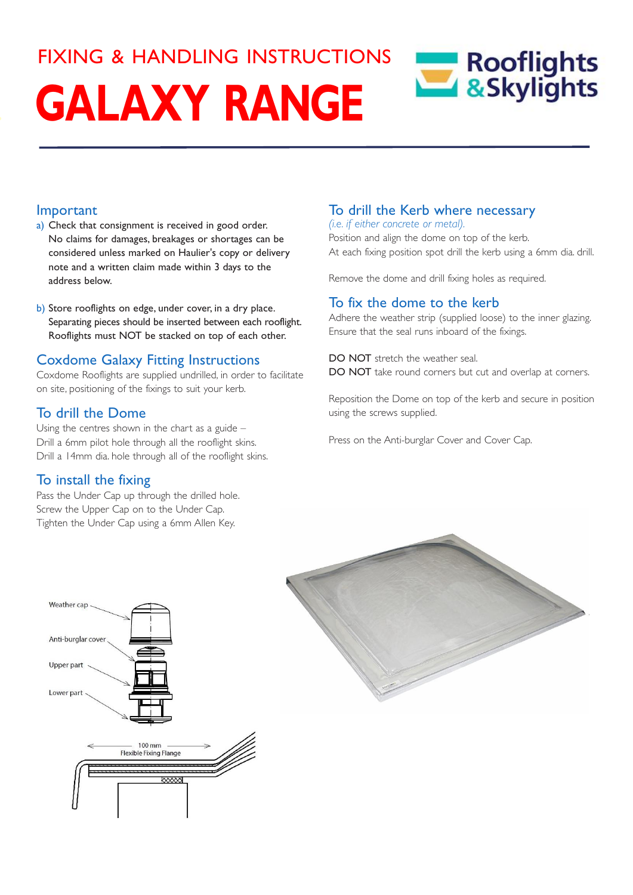# FIXING & HANDLING INSTRUCTIONS

# GALAXY RANGE

Rooflights & Skylights

## Important

a) Check that consignment is received in good order. No claims for damages, breakages or shortages can be considered unless marked on Haulier's copy or delivery note and a written claim made within 3 days to the address below.

b) Store rooflights on edge, under cover, in a dry place. Separating pieces should be inserted between each rooflight. Rooflights must NOT be stacked on top of each other.

## Coxdome Galaxy Fitting Instructions

Coxdome Rooflights are supplied undrilled, in order to facilitate on site, positioning of the fixings to suit your kerb.

## To drill the Dome

Using the centres shown in the chart as a guide –
Drill a 6mm pilot hole through all the rooflight skins.
Drill a 14mm dia. hole through all of the rooflight skins.

## To install the fixing

Pass the Under Cap up through the drilled hole.
Screw the Upper Cap on to the Under Cap.
Tighten the Under Cap using a 6mm Allen Key.

## To drill the Kerb where necessary

*(i.e. if either concrete or metal).*

Position and align the dome on top of the kerb.
At each fixing position spot drill the kerb using a 6mm dia. drill.

Remove the dome and drill fixing holes as required.

## To fix the dome to the kerb

Adhere the weather strip (supplied loose) to the inner glazing.
Ensure that the seal runs inboard of the fixings.

**DO NOT** stretch the weather seal.
**DO NOT** take round corners but cut and overlap at corners.

Reposition the Dome on top of the kerb and secure in position using the screws supplied.

Press on the Anti-burglar Cover and Cover Cap.

Weather cap
Anti-burglar cover
Upper part
Lower part

100 mm
Flexible Fixing Flange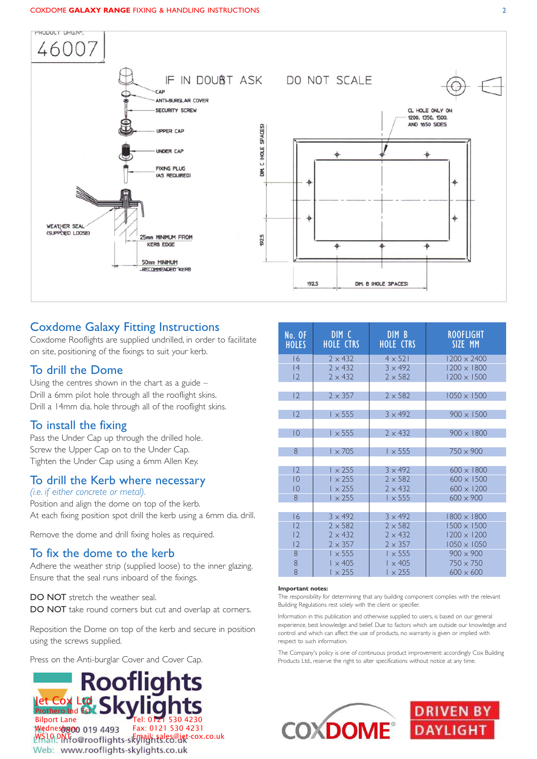PRODUCT DRG.N°.

46007

IF IN DOUBT ASK

DO NOT SCALE

CAP

ANTI-BURGLAR COVER

SECURITY SCREW

UPPER CAP

UNDER CAP

FIXING PLUG (AS REQUIRED)

WEATHER SEAL (SUPPLIED LOOSE)

25mm MINIMUM FROM KERB EDGE

50mm MINIMUM RECOMMENDED KERB

CL HOLE ONLY ON 1200, 1350, 1500, AND 1650 SIDES

DIM. C (HOLE SPACES)

192.5

192.5

DIM. B (HOLE SPACES)

## Coxdome Galaxy Fitting Instructions

Coxdome Rooflights are supplied undrilled, in order to facilitate on site, positioning of the fixings to suit your kerb.

## To drill the Dome

Using the centres shown in the chart as a guide –
Drill a 6mm pilot hole through all the rooflight skins.
Drill a 14mm dia. hole through all of the rooflight skins.

## To install the fixing

Pass the Under Cap up through the drilled hole.
Screw the Upper Cap on to the Under Cap.
Tighten the Under Cap using a 6mm Allen Key.

## To drill the Kerb where necessary

*(i.e. if either concrete or metal).*

Position and align the dome on top of the kerb.
At each fixing position spot drill the kerb using a 6mm dia. drill.

Remove the dome and drill fixing holes as required.

## To fix the dome to the kerb

Adhere the weather strip (supplied loose) to the inner glazing.
Ensure that the seal runs inboard of the fixings.

DO NOT stretch the weather seal.
DO NOT take round corners but cut and overlap at corners.

Reposition the Dome on top of the kerb and secure in position using the screws supplied.

Press on the Anti-burglar Cover and Cover Cap.

| No. OF HOLES | DIM C HOLE CTRS | DIM B HOLE CTRS | ROOFLIGHT SIZE MM |
|---|---|---|---|
| 16 | 2 x 432 | 4 x 521 | 1200 x 2400 |
| 14 | 2 x 432 | 3 x 492 | 1200 x 1800 |
| 12 | 2 x 432 | 2 x 582 | 1200 x 1500 |
| 12 | 2 x 357 | 2 x 582 | 1050 x 1500 |
| 12 | 1 x 555 | 3 x 492 | 900 x 1500 |
| 10 | 1 x 555 | 2 x 432 | 900 x 1800 |
| 8 | 1 x 705 | 1 x 555 | 750 x 900 |
| 12 | 1 x 255 | 3 x 492 | 600 x 1800 |
| 10 | 1 x 255 | 2 x 582 | 600 x 1500 |
| 10 | 1 x 255 | 2 x 432 | 600 x 1200 |
| 8 | 1 x 255 | 1 x 555 | 600 x 900 |
| 16 | 3 x 492 | 3 x 492 | 1800 x 1800 |
| 12 | 2 x 582 | 2 x 582 | 1500 x 1500 |
| 12 | 2 x 432 | 2 x 432 | 1200 x 1200 |
| 12 | 2 x 357 | 2 x 357 | 1050 x 1050 |
| 8 | 1 x 555 | 1 x 555 | 900 x 900 |
| 8 | 1 x 405 | 1 x 405 | 750 x 750 |
| 8 | 1 x 255 | 1 x 255 | 600 x 600 |

**Important notes:**

The responsibility for determining that any building component complies with the relevant Building Regulations rest solely with the client or specifier.

Information in this publication and otherwise supplied to users, is based on our general experience, best knowledge and belief. Due to factors which are outside our knowledge and control and which can affect the use of products, no warranty is given or implied with respect to such information.

The Company's policy is one of continuous product improvement: accordingly Cox Building Products Ltd., reserve the right to alter specifications without notice at any time.

Rooflights & Skylights

Tel: 0800 019 4493

Email: info@rooflights-skylights.co.uk

Web: www.rooflights-skylights.co.uk

Jet Cox Ltd
Prothero Ind Est
Bilport Lane
Wednesbury
WS10 0NT

Tel: 0121 530 4230
Fax: 0121 530 4231
Email: sales@jet-cox.co.uk

COXDOME®

DRIVEN BY DAYLIGHT